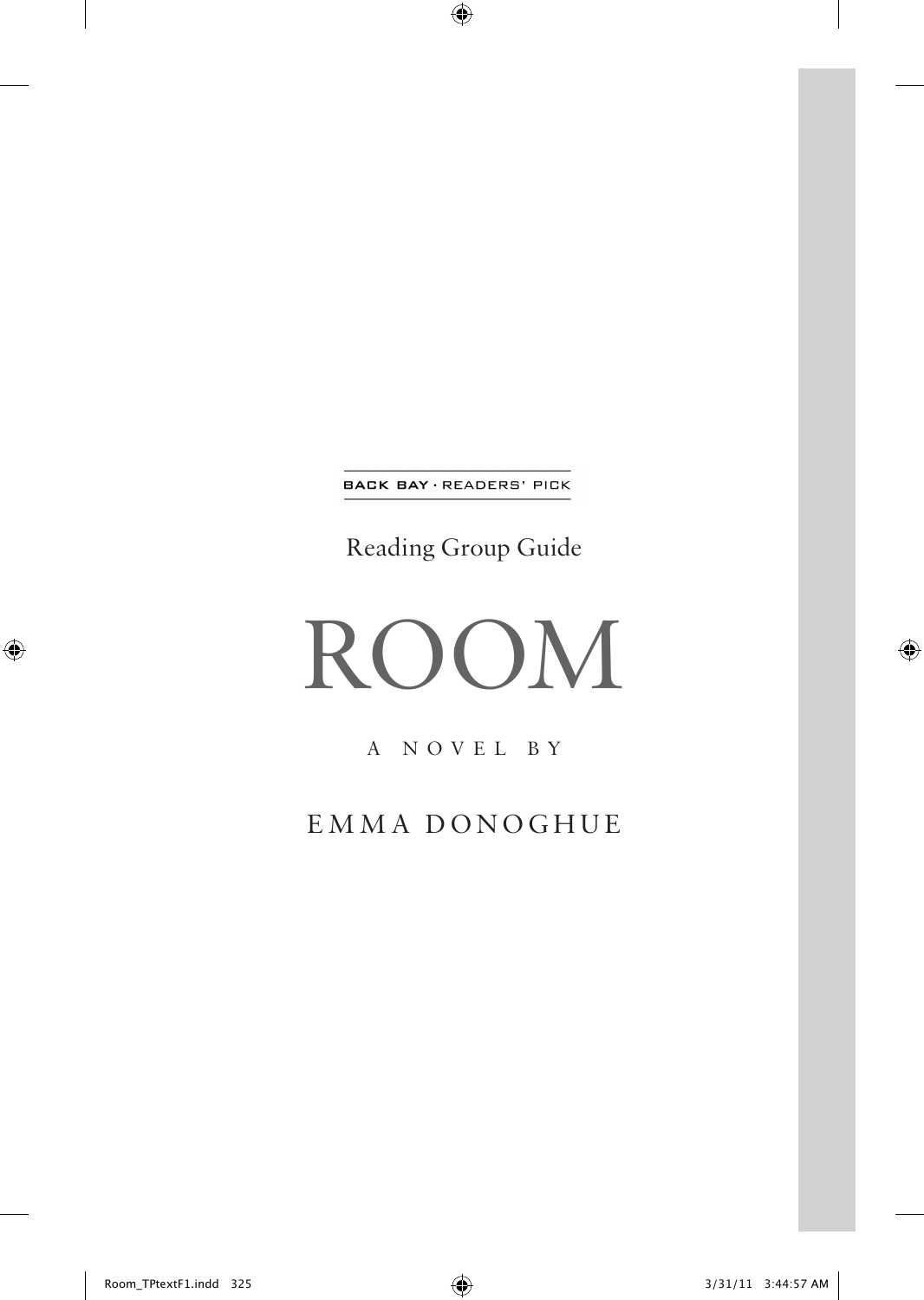BACK BAY · READERS' PICK

Reading Group Guide

# ROOM

A NOVEL BY

EMMA DONOGHUE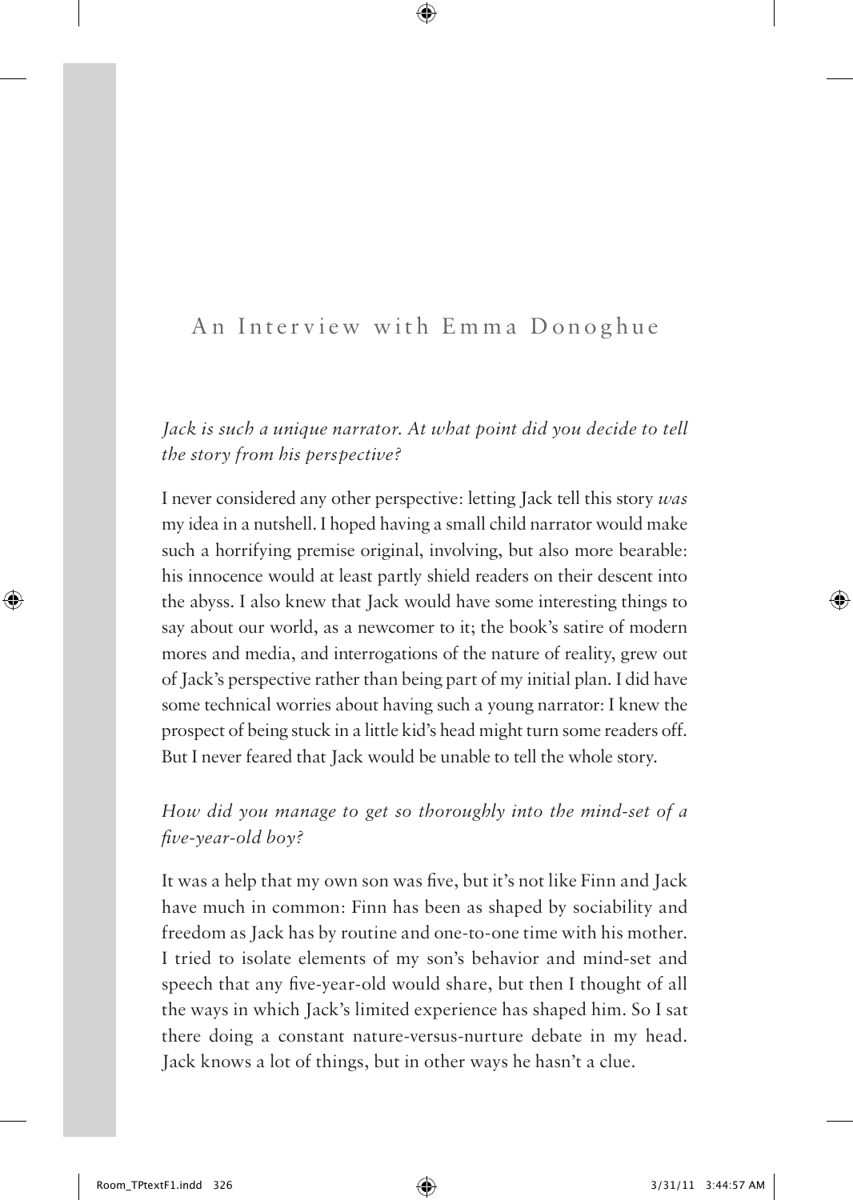# An Interview with Emma Donoghue

*Jack is such a unique narrator. At what point did you decide to tell the story from his perspective?*

I never considered any other perspective: letting Jack tell this story *was* my idea in a nutshell. I hoped having a small child narrator would make such a horrifying premise original, involving, but also more bearable: his innocence would at least partly shield readers on their descent into the abyss. I also knew that Jack would have some interesting things to say about our world, as a newcomer to it; the book's satire of modern mores and media, and interrogations of the nature of reality, grew out of Jack's perspective rather than being part of my initial plan. I did have some technical worries about having such a young narrator: I knew the prospect of being stuck in a little kid's head might turn some readers off. But I never feared that Jack would be unable to tell the whole story.

*How did you manage to get so thoroughly into the mind-set of a five-year-old boy?*

It was a help that my own son was five, but it's not like Finn and Jack have much in common: Finn has been as shaped by sociability and freedom as Jack has by routine and one-to-one time with his mother. I tried to isolate elements of my son's behavior and mind-set and speech that any five-year-old would share, but then I thought of all the ways in which Jack's limited experience has shaped him. So I sat there doing a constant nature-versus-nurture debate in my head. Jack knows a lot of things, but in other ways he hasn't a clue.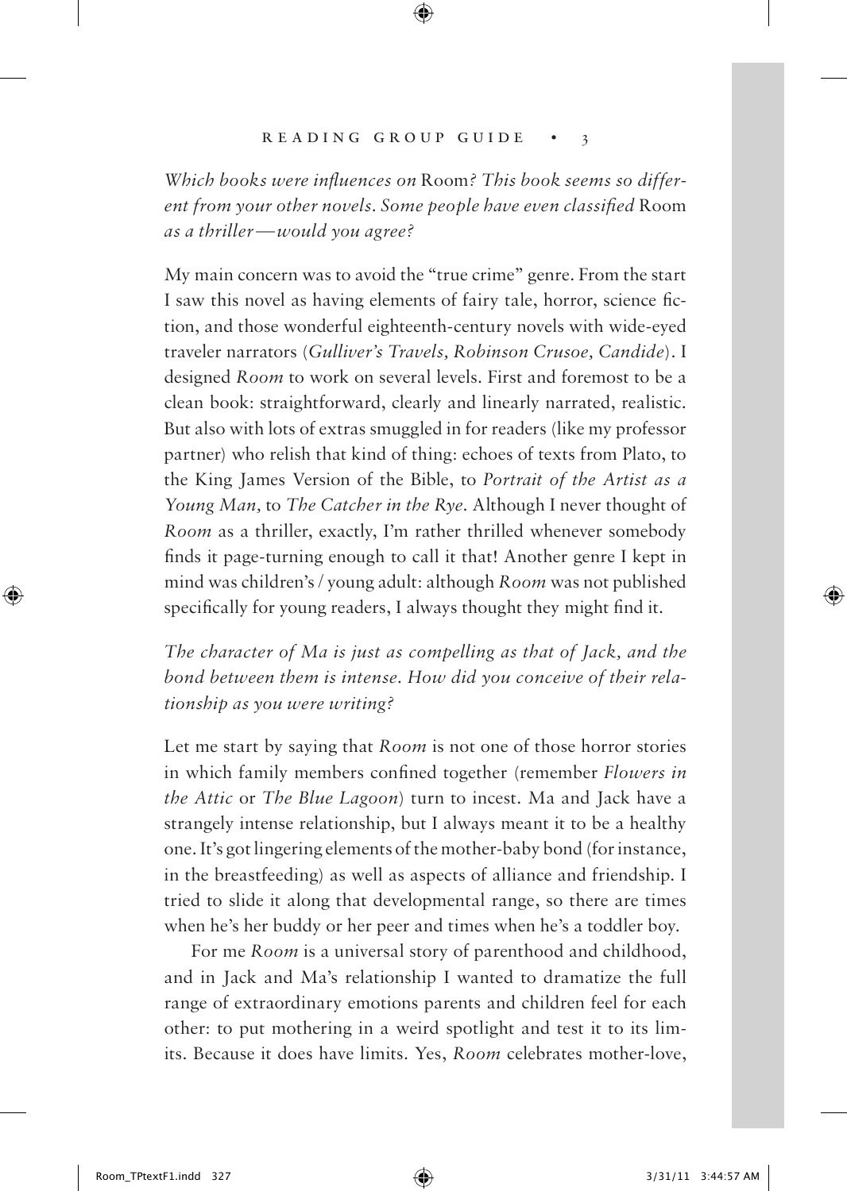*Which books were influences on* Room*? This book seems so different from your other novels. Some people have even classified* Room *as a thriller—would you agree?*

My main concern was to avoid the "true crime" genre. From the start I saw this novel as having elements of fairy tale, horror, science fiction, and those wonderful eighteenth-century novels with wide-eyed traveler narrators (*Gulliver's Travels, Robinson Crusoe, Candide*). I designed *Room* to work on several levels. First and foremost to be a clean book: straightforward, clearly and linearly narrated, realistic. But also with lots of extras smuggled in for readers (like my professor partner) who relish that kind of thing: echoes of texts from Plato, to the King James Version of the Bible, to *Portrait of the Artist as a Young Man,* to *The Catcher in the Rye.* Although I never thought of *Room* as a thriller, exactly, I'm rather thrilled whenever somebody finds it page-turning enough to call it that! Another genre I kept in mind was children's / young adult: although *Room* was not published specifically for young readers, I always thought they might find it.

*The character of Ma is just as compelling as that of Jack, and the bond between them is intense. How did you conceive of their relationship as you were writing?*

Let me start by saying that *Room* is not one of those horror stories in which family members confined together (remember *Flowers in the Attic* or *The Blue Lagoon*) turn to incest. Ma and Jack have a strangely intense relationship, but I always meant it to be a healthy one. It's got lingering elements of the mother-baby bond (for instance, in the breastfeeding) as well as aspects of alliance and friendship. I tried to slide it along that developmental range, so there are times when he's her buddy or her peer and times when he's a toddler boy.

For me *Room* is a universal story of parenthood and childhood, and in Jack and Ma's relationship I wanted to dramatize the full range of extraordinary emotions parents and children feel for each other: to put mothering in a weird spotlight and test it to its limits. Because it does have limits. Yes, *Room* celebrates mother-love,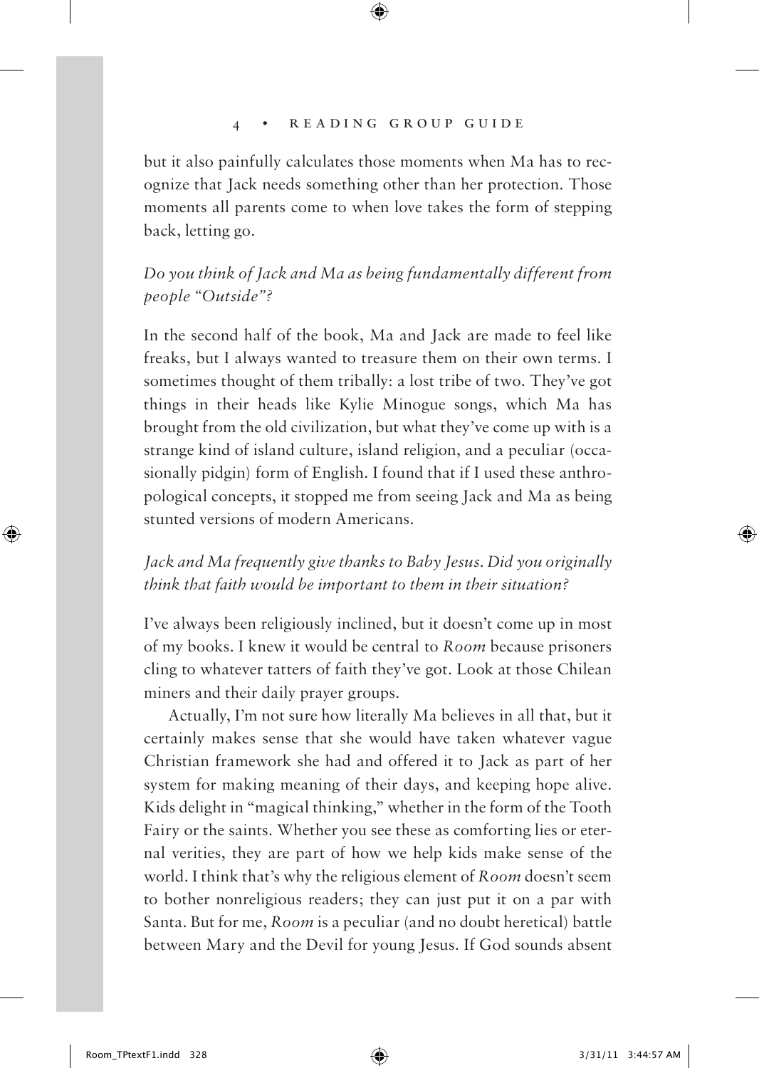but it also painfully calculates those moments when Ma has to recognize that Jack needs something other than her protection. Those moments all parents come to when love takes the form of stepping back, letting go.

*Do you think of Jack and Ma as being fundamentally different from people "Outside"?*

In the second half of the book, Ma and Jack are made to feel like freaks, but I always wanted to treasure them on their own terms. I sometimes thought of them tribally: a lost tribe of two. They've got things in their heads like Kylie Minogue songs, which Ma has brought from the old civilization, but what they've come up with is a strange kind of island culture, island religion, and a peculiar (occasionally pidgin) form of English. I found that if I used these anthropological concepts, it stopped me from seeing Jack and Ma as being stunted versions of modern Americans.

*Jack and Ma frequently give thanks to Baby Jesus. Did you originally think that faith would be important to them in their situation?*

I've always been religiously inclined, but it doesn't come up in most of my books. I knew it would be central to *Room* because prisoners cling to whatever tatters of faith they've got. Look at those Chilean miners and their daily prayer groups.

Actually, I'm not sure how literally Ma believes in all that, but it certainly makes sense that she would have taken whatever vague Christian framework she had and offered it to Jack as part of her system for making meaning of their days, and keeping hope alive. Kids delight in "magical thinking," whether in the form of the Tooth Fairy or the saints. Whether you see these as comforting lies or eternal verities, they are part of how we help kids make sense of the world. I think that's why the religious element of *Room* doesn't seem to bother nonreligious readers; they can just put it on a par with Santa. But for me, *Room* is a peculiar (and no doubt heretical) battle between Mary and the Devil for young Jesus. If God sounds absent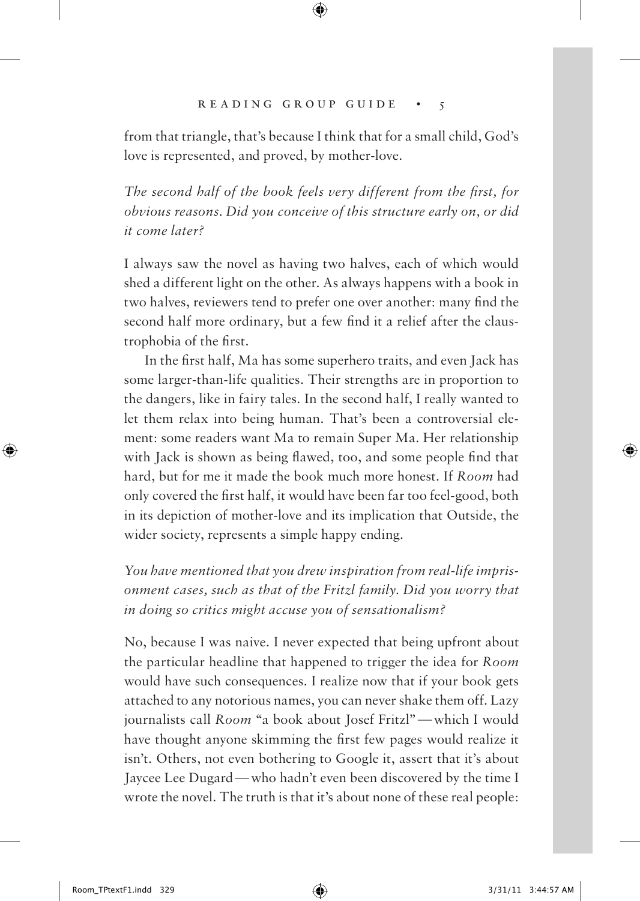from that triangle, that's because I think that for a small child, God's love is represented, and proved, by mother-love.

*The second half of the book feels very different from the first, for obvious reasons. Did you conceive of this structure early on, or did it come later?*

I always saw the novel as having two halves, each of which would shed a different light on the other. As always happens with a book in two halves, reviewers tend to prefer one over another: many find the second half more ordinary, but a few find it a relief after the claustrophobia of the first.

In the first half, Ma has some superhero traits, and even Jack has some larger-than-life qualities. Their strengths are in proportion to the dangers, like in fairy tales. In the second half, I really wanted to let them relax into being human. That's been a controversial element: some readers want Ma to remain Super Ma. Her relationship with Jack is shown as being flawed, too, and some people find that hard, but for me it made the book much more honest. If *Room* had only covered the first half, it would have been far too feel-good, both in its depiction of mother-love and its implication that Outside, the wider society, represents a simple happy ending.

*You have mentioned that you drew inspiration from real-life imprisonment cases, such as that of the Fritzl family. Did you worry that in doing so critics might accuse you of sensationalism?*

No, because I was naive. I never expected that being upfront about the particular headline that happened to trigger the idea for *Room* would have such consequences. I realize now that if your book gets attached to any notorious names, you can never shake them off. Lazy journalists call *Room* "a book about Josef Fritzl"—which I would have thought anyone skimming the first few pages would realize it isn't. Others, not even bothering to Google it, assert that it's about Jaycee Lee Dugard—who hadn't even been discovered by the time I wrote the novel. The truth is that it's about none of these real people: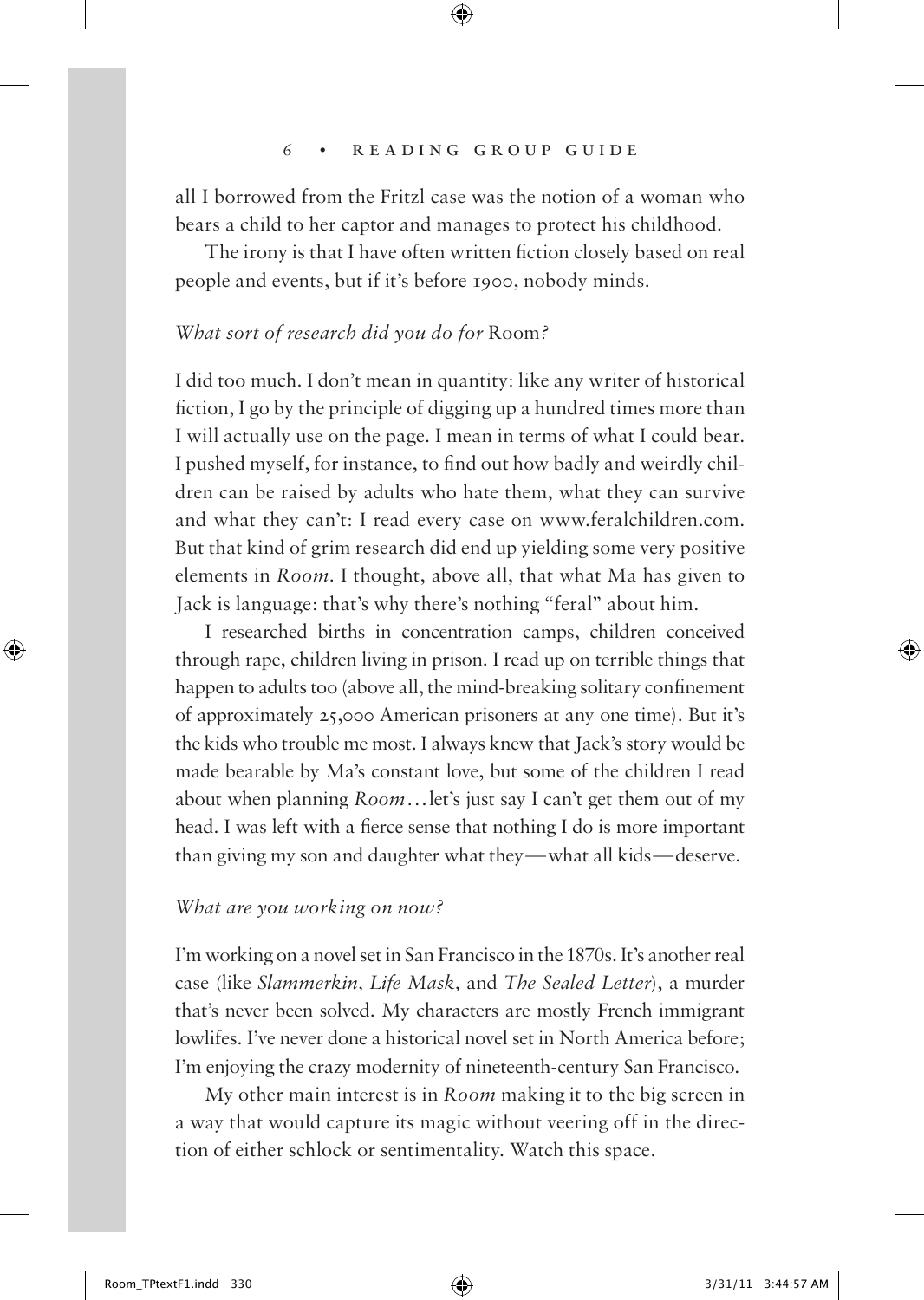all I borrowed from the Fritzl case was the notion of a woman who bears a child to her captor and manages to protect his childhood.

The irony is that I have often written fiction closely based on real people and events, but if it's before 1900, nobody minds.

*What sort of research did you do for* Room*?*

I did too much. I don't mean in quantity: like any writer of historical fiction, I go by the principle of digging up a hundred times more than I will actually use on the page. I mean in terms of what I could bear. I pushed myself, for instance, to find out how badly and weirdly children can be raised by adults who hate them, what they can survive and what they can't: I read every case on www.feralchildren.com. But that kind of grim research did end up yielding some very positive elements in *Room*. I thought, above all, that what Ma has given to Jack is language: that's why there's nothing "feral" about him.

I researched births in concentration camps, children conceived through rape, children living in prison. I read up on terrible things that happen to adults too (above all, the mind-breaking solitary confinement of approximately 25,000 American prisoners at any one time). But it's the kids who trouble me most. I always knew that Jack's story would be made bearable by Ma's constant love, but some of the children I read about when planning *Room*…let's just say I can't get them out of my head. I was left with a fierce sense that nothing I do is more important than giving my son and daughter what they—what all kids—deserve.

*What are you working on now?*

I'm working on a novel set in San Francisco in the 1870s. It's another real case (like *Slammerkin*, *Life Mask*, and *The Sealed Letter*), a murder that's never been solved. My characters are mostly French immigrant lowlifes. I've never done a historical novel set in North America before; I'm enjoying the crazy modernity of nineteenth-century San Francisco.

My other main interest is in *Room* making it to the big screen in a way that would capture its magic without veering off in the direction of either schlock or sentimentality. Watch this space.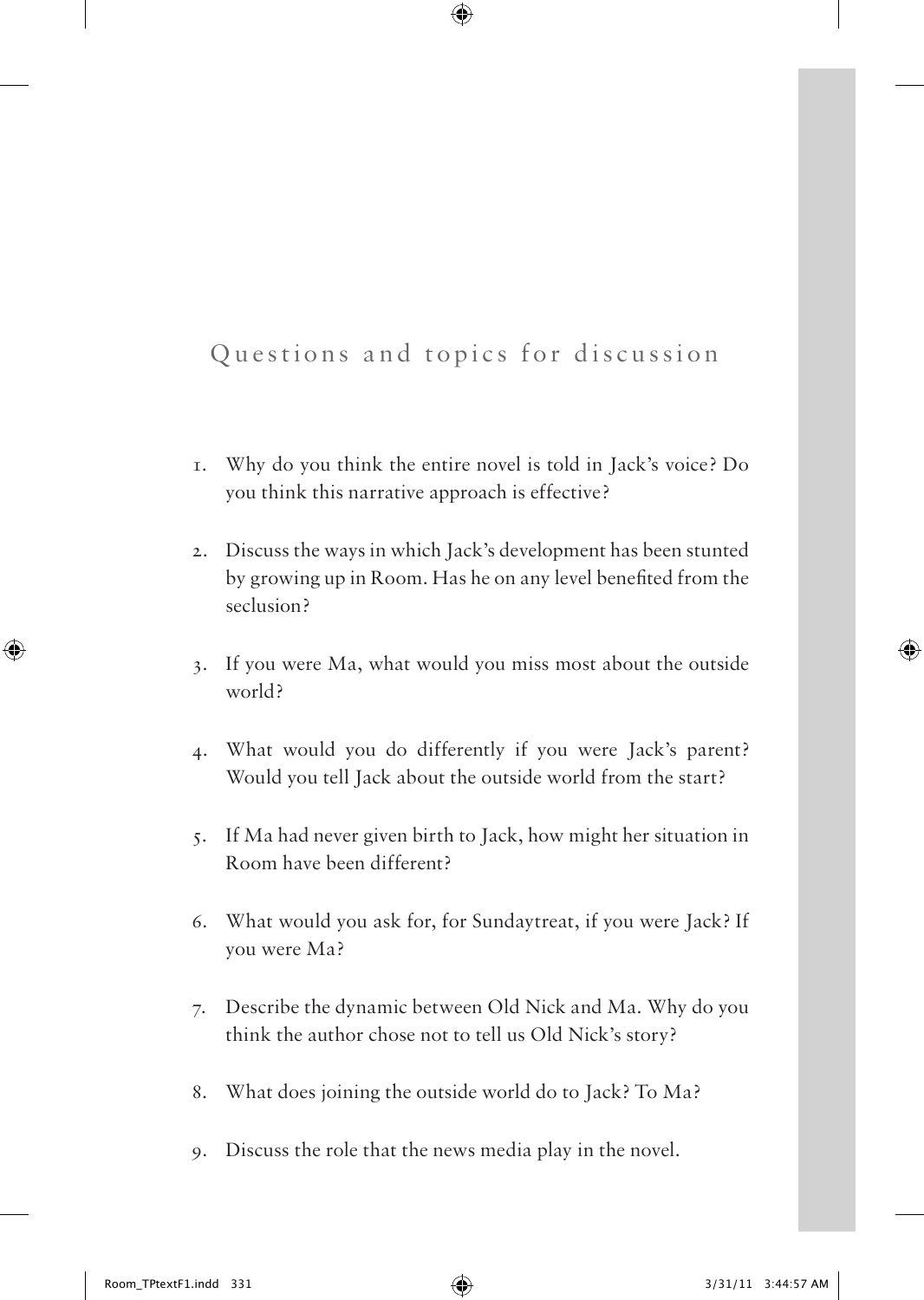## Questions and topics for discussion

1. Why do you think the entire novel is told in Jack's voice? Do you think this narrative approach is effective?

2. Discuss the ways in which Jack's development has been stunted by growing up in Room. Has he on any level benefited from the seclusion?

3. If you were Ma, what would you miss most about the outside world?

4. What would you do differently if you were Jack's parent? Would you tell Jack about the outside world from the start?

5. If Ma had never given birth to Jack, how might her situation in Room have been different?

6. What would you ask for, for Sundaytreat, if you were Jack? If you were Ma?

7. Describe the dynamic between Old Nick and Ma. Why do you think the author chose not to tell us Old Nick's story?

8. What does joining the outside world do to Jack? To Ma?

9. Discuss the role that the news media play in the novel.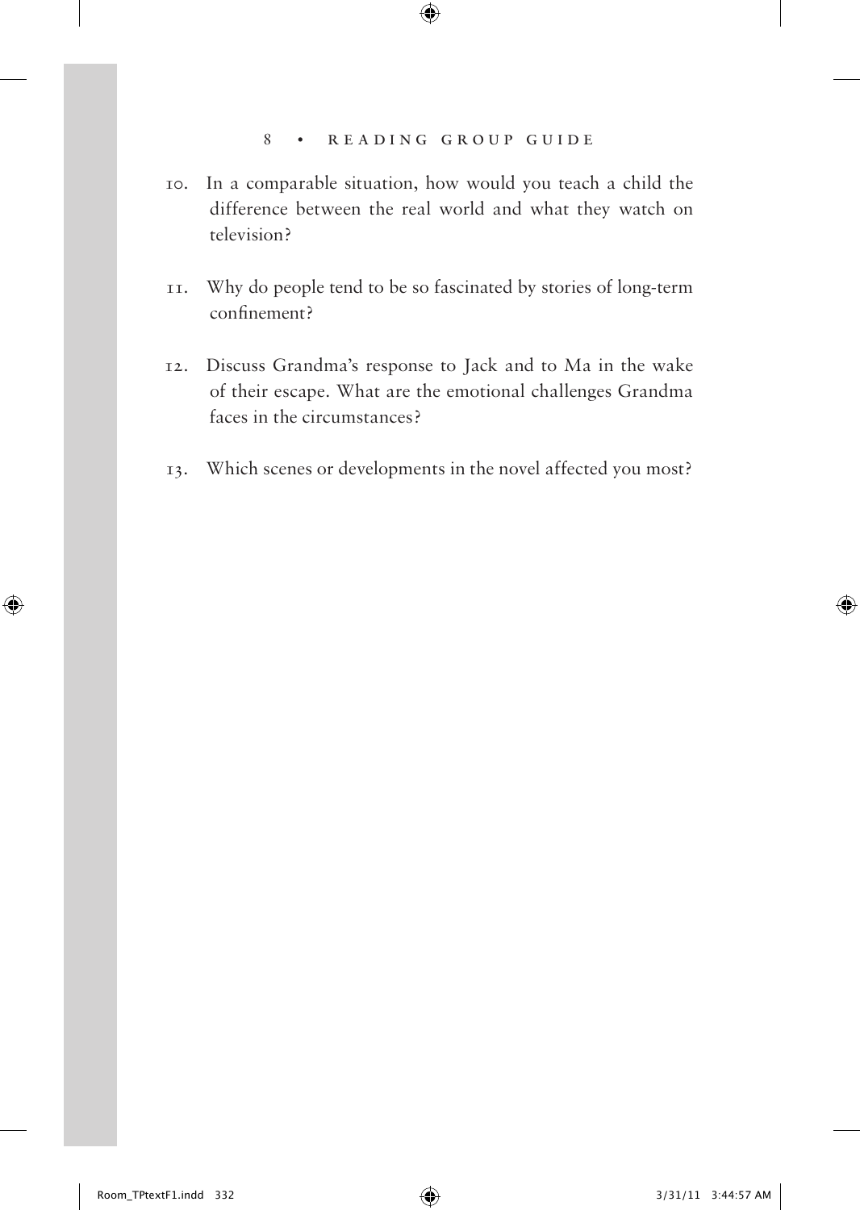10. In a comparable situation, how would you teach a child the difference between the real world and what they watch on television?

11. Why do people tend to be so fascinated by stories of long-term confinement?

12. Discuss Grandma's response to Jack and to Ma in the wake of their escape. What are the emotional challenges Grandma faces in the circumstances?

13. Which scenes or developments in the novel affected you most?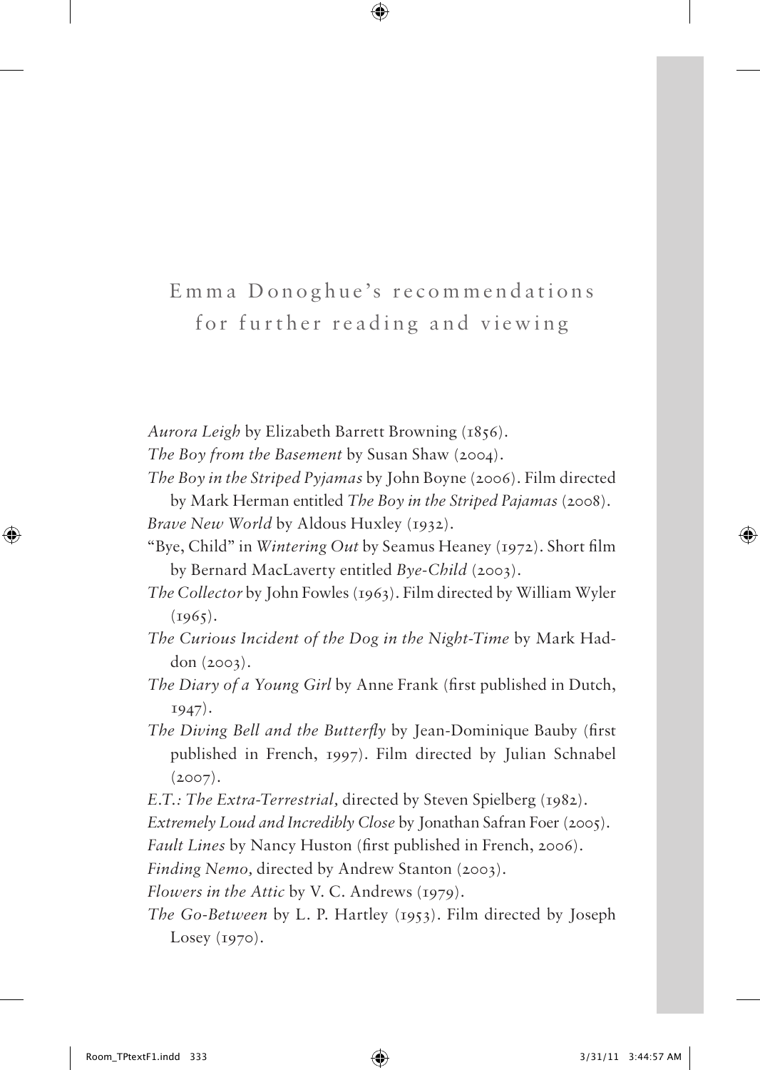# Emma Donoghue's recommendations for further reading and viewing

*Aurora Leigh* by Elizabeth Barrett Browning (1856).

*The Boy from the Basement* by Susan Shaw (2004).

*The Boy in the Striped Pyjamas* by John Boyne (2006). Film directed by Mark Herman entitled *The Boy in the Striped Pajamas* (2008).

*Brave New World* by Aldous Huxley (1932).

"Bye, Child" in *Wintering Out* by Seamus Heaney (1972). Short film by Bernard MacLaverty entitled *Bye-Child* (2003).

*The Collector* by John Fowles (1963). Film directed by William Wyler (1965).

*The Curious Incident of the Dog in the Night-Time* by Mark Haddon (2003).

*The Diary of a Young Girl* by Anne Frank (first published in Dutch, 1947).

*The Diving Bell and the Butterfly* by Jean-Dominique Bauby (first published in French, 1997). Film directed by Julian Schnabel (2007).

*E.T.: The Extra-Terrestrial,* directed by Steven Spielberg (1982).

*Extremely Loud and Incredibly Close* by Jonathan Safran Foer (2005).

*Fault Lines* by Nancy Huston (first published in French, 2006).

*Finding Nemo,* directed by Andrew Stanton (2003).

*Flowers in the Attic* by V. C. Andrews (1979).

*The Go-Between* by L. P. Hartley (1953). Film directed by Joseph Losey (1970).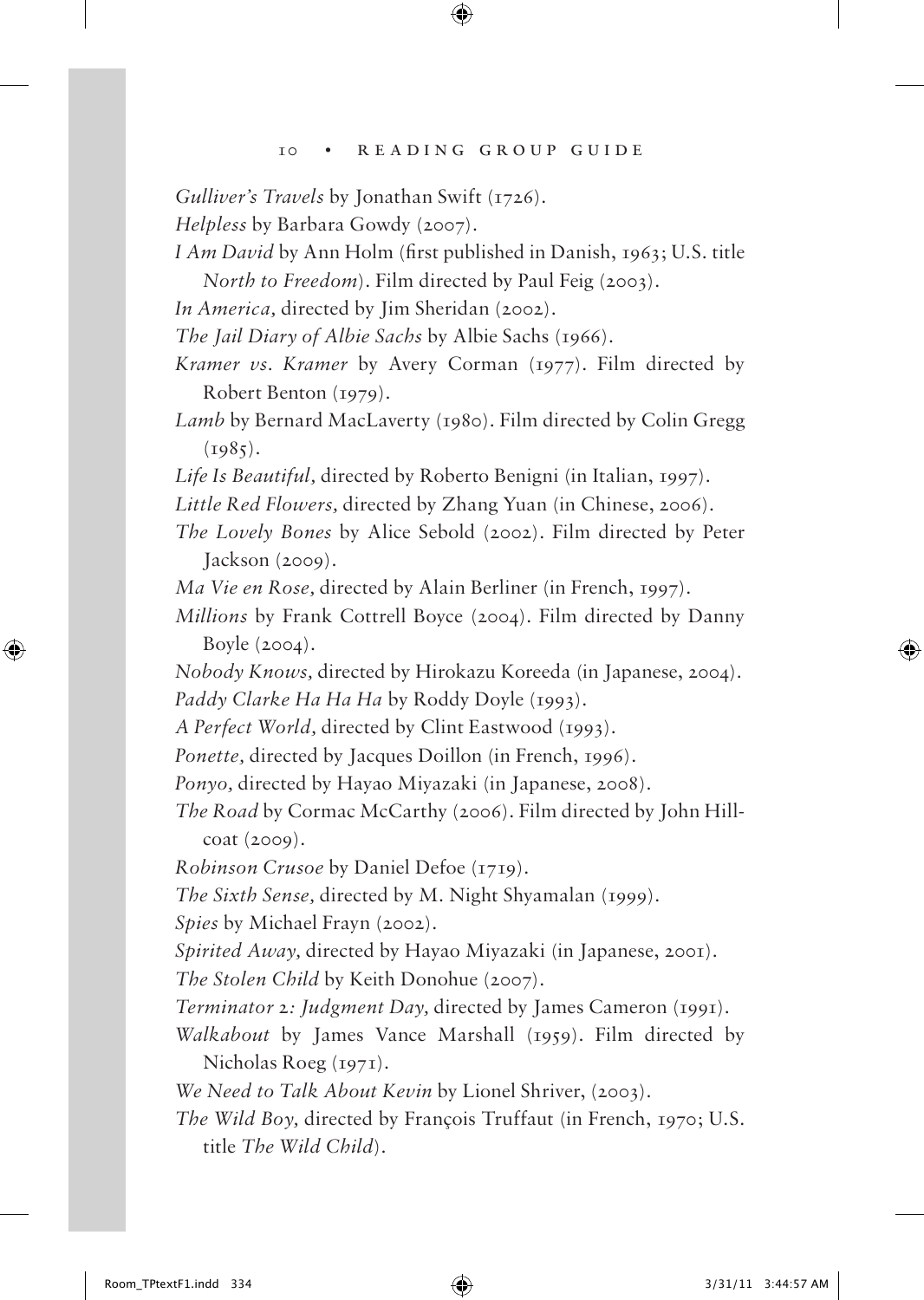*Gulliver's Travels* by Jonathan Swift (1726).

*Helpless* by Barbara Gowdy (2007).

*I Am David* by Ann Holm (first published in Danish, 1963; U.S. title *North to Freedom*). Film directed by Paul Feig (2003).

*In America,* directed by Jim Sheridan (2002).

*The Jail Diary of Albie Sachs* by Albie Sachs (1966).

*Kramer vs. Kramer* by Avery Corman (1977). Film directed by Robert Benton (1979).

*Lamb* by Bernard MacLaverty (1980). Film directed by Colin Gregg (1985).

*Life Is Beautiful,* directed by Roberto Benigni (in Italian, 1997).

*Little Red Flowers,* directed by Zhang Yuan (in Chinese, 2006).

*The Lovely Bones* by Alice Sebold (2002). Film directed by Peter Jackson (2009).

*Ma Vie en Rose,* directed by Alain Berliner (in French, 1997).

*Millions* by Frank Cottrell Boyce (2004). Film directed by Danny Boyle (2004).

*Nobody Knows,* directed by Hirokazu Koreeda (in Japanese, 2004).

*Paddy Clarke Ha Ha Ha* by Roddy Doyle (1993).

*A Perfect World,* directed by Clint Eastwood (1993).

*Ponette,* directed by Jacques Doillon (in French, 1996).

*Ponyo,* directed by Hayao Miyazaki (in Japanese, 2008).

*The Road* by Cormac McCarthy (2006). Film directed by John Hillcoat (2009).

*Robinson Crusoe* by Daniel Defoe (1719).

*The Sixth Sense,* directed by M. Night Shyamalan (1999).

*Spies* by Michael Frayn (2002).

*Spirited Away,* directed by Hayao Miyazaki (in Japanese, 2001).

*The Stolen Child* by Keith Donohue (2007).

*Terminator 2: Judgment Day,* directed by James Cameron (1991).

*Walkabout* by James Vance Marshall (1959). Film directed by Nicholas Roeg (1971).

*We Need to Talk About Kevin* by Lionel Shriver, (2003).

*The Wild Boy,* directed by François Truffaut (in French, 1970; U.S. title *The Wild Child*).